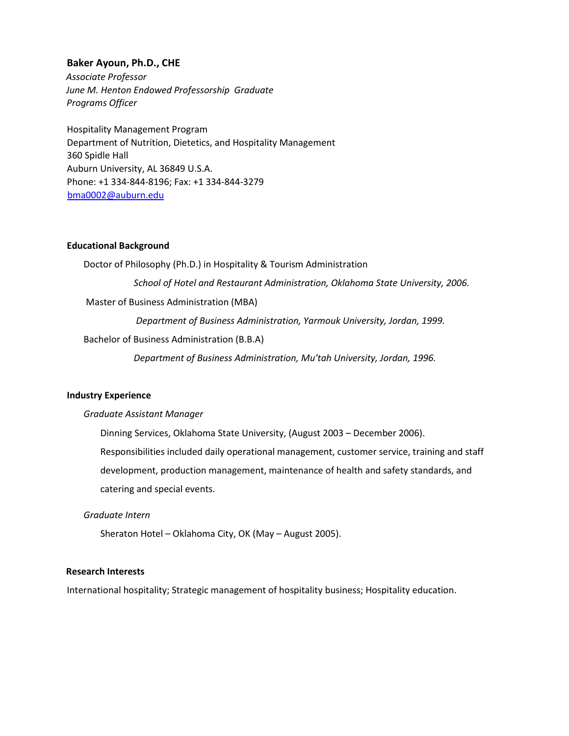# Baker Ayoun, Ph.D., CHE

*Associate Professor*
*June M. Henton Endowed Professorship Graduate Programs Officer*

Hospitality Management Program
Department of Nutrition, Dietetics, and Hospitality Management
360 Spidle Hall
Auburn University, AL 36849 U.S.A.
Phone: +1 334-844-8196; Fax: +1 334-844-3279
bma0002@auburn.edu

## Educational Background

Doctor of Philosophy (Ph.D.) in Hospitality & Tourism Administration

*School of Hotel and Restaurant Administration, Oklahoma State University, 2006.*

Master of Business Administration (MBA)

*Department of Business Administration, Yarmouk University, Jordan, 1999.*

Bachelor of Business Administration (B.B.A)

*Department of Business Administration, Mu'tah University, Jordan, 1996.*

## Industry Experience

*Graduate Assistant Manager*

Dinning Services, Oklahoma State University, (August 2003 – December 2006).
Responsibilities included daily operational management, customer service, training and staff development, production management, maintenance of health and safety standards, and catering and special events.

*Graduate Intern*

Sheraton Hotel – Oklahoma City, OK (May – August 2005).

## Research Interests

International hospitality; Strategic management of hospitality business; Hospitality education.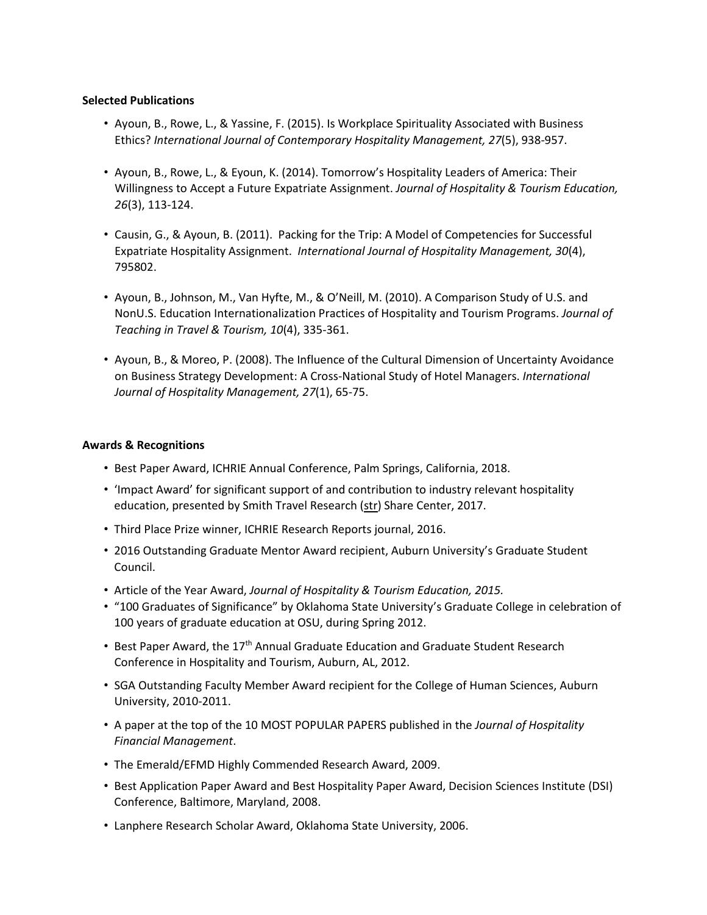**Selected Publications**

- Ayoun, B., Rowe, L., & Yassine, F. (2015). Is Workplace Spirituality Associated with Business Ethics? *International Journal of Contemporary Hospitality Management, 27*(5), 938-957.

- Ayoun, B., Rowe, L., & Eyoun, K. (2014). Tomorrow's Hospitality Leaders of America: Their Willingness to Accept a Future Expatriate Assignment. *Journal of Hospitality & Tourism Education, 26*(3), 113-124.

- Causin, G., & Ayoun, B. (2011). Packing for the Trip: A Model of Competencies for Successful Expatriate Hospitality Assignment. *International Journal of Hospitality Management, 30*(4), 795802.

- Ayoun, B., Johnson, M., Van Hyfte, M., & O'Neill, M. (2010). A Comparison Study of U.S. and NonU.S. Education Internationalization Practices of Hospitality and Tourism Programs. *Journal of Teaching in Travel & Tourism, 10*(4), 335-361.

- Ayoun, B., & Moreo, P. (2008). The Influence of the Cultural Dimension of Uncertainty Avoidance on Business Strategy Development: A Cross-National Study of Hotel Managers. *International Journal of Hospitality Management, 27*(1), 65-75.

**Awards & Recognitions**

- Best Paper Award, ICHRIE Annual Conference, Palm Springs, California, 2018.
- 'Impact Award' for significant support of and contribution to industry relevant hospitality education, presented by Smith Travel Research (str) Share Center, 2017.
- Third Place Prize winner, ICHRIE Research Reports journal, 2016.
- 2016 Outstanding Graduate Mentor Award recipient, Auburn University's Graduate Student Council.
- Article of the Year Award, *Journal of Hospitality & Tourism Education, 2015.*
- "100 Graduates of Significance" by Oklahoma State University's Graduate College in celebration of 100 years of graduate education at OSU, during Spring 2012.
- Best Paper Award, the 17th Annual Graduate Education and Graduate Student Research Conference in Hospitality and Tourism, Auburn, AL, 2012.
- SGA Outstanding Faculty Member Award recipient for the College of Human Sciences, Auburn University, 2010-2011.
- A paper at the top of the 10 MOST POPULAR PAPERS published in the *Journal of Hospitality Financial Management*.
- The Emerald/EFMD Highly Commended Research Award, 2009.
- Best Application Paper Award and Best Hospitality Paper Award, Decision Sciences Institute (DSI) Conference, Baltimore, Maryland, 2008.
- Lanphere Research Scholar Award, Oklahoma State University, 2006.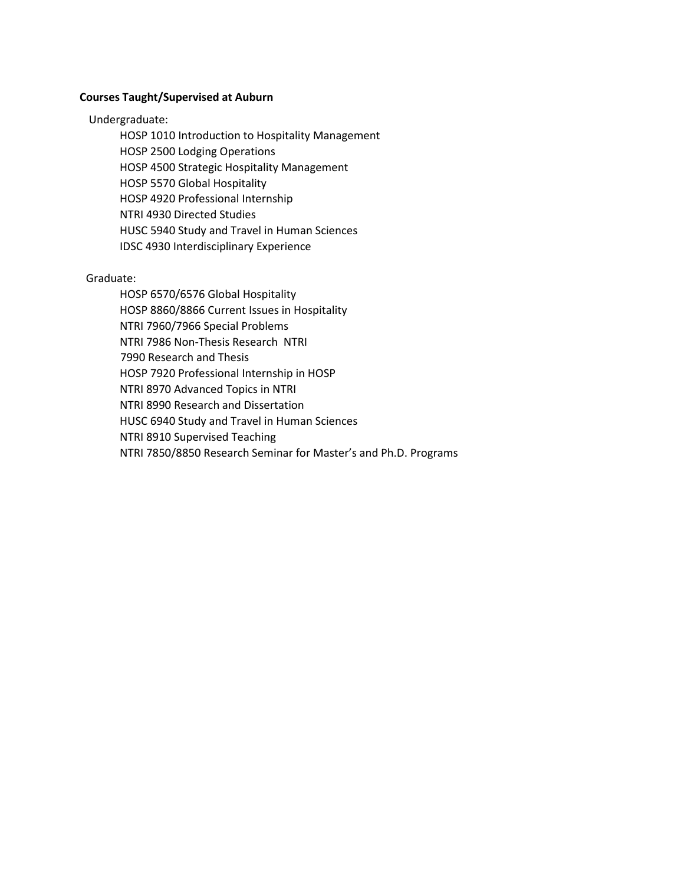**Courses Taught/Supervised at Auburn**

Undergraduate:

- HOSP 1010 Introduction to Hospitality Management
- HOSP 2500 Lodging Operations
- HOSP 4500 Strategic Hospitality Management
- HOSP 5570 Global Hospitality
- HOSP 4920 Professional Internship
- NTRI 4930 Directed Studies
- HUSC 5940 Study and Travel in Human Sciences
- IDSC 4930 Interdisciplinary Experience

Graduate:

- HOSP 6570/6576 Global Hospitality
- HOSP 8860/8866 Current Issues in Hospitality
- NTRI 7960/7966 Special Problems
- NTRI 7986 Non-Thesis Research NTRI
- 7990 Research and Thesis
- HOSP 7920 Professional Internship in HOSP
- NTRI 8970 Advanced Topics in NTRI
- NTRI 8990 Research and Dissertation
- HUSC 6940 Study and Travel in Human Sciences
- NTRI 8910 Supervised Teaching
- NTRI 7850/8850 Research Seminar for Master's and Ph.D. Programs